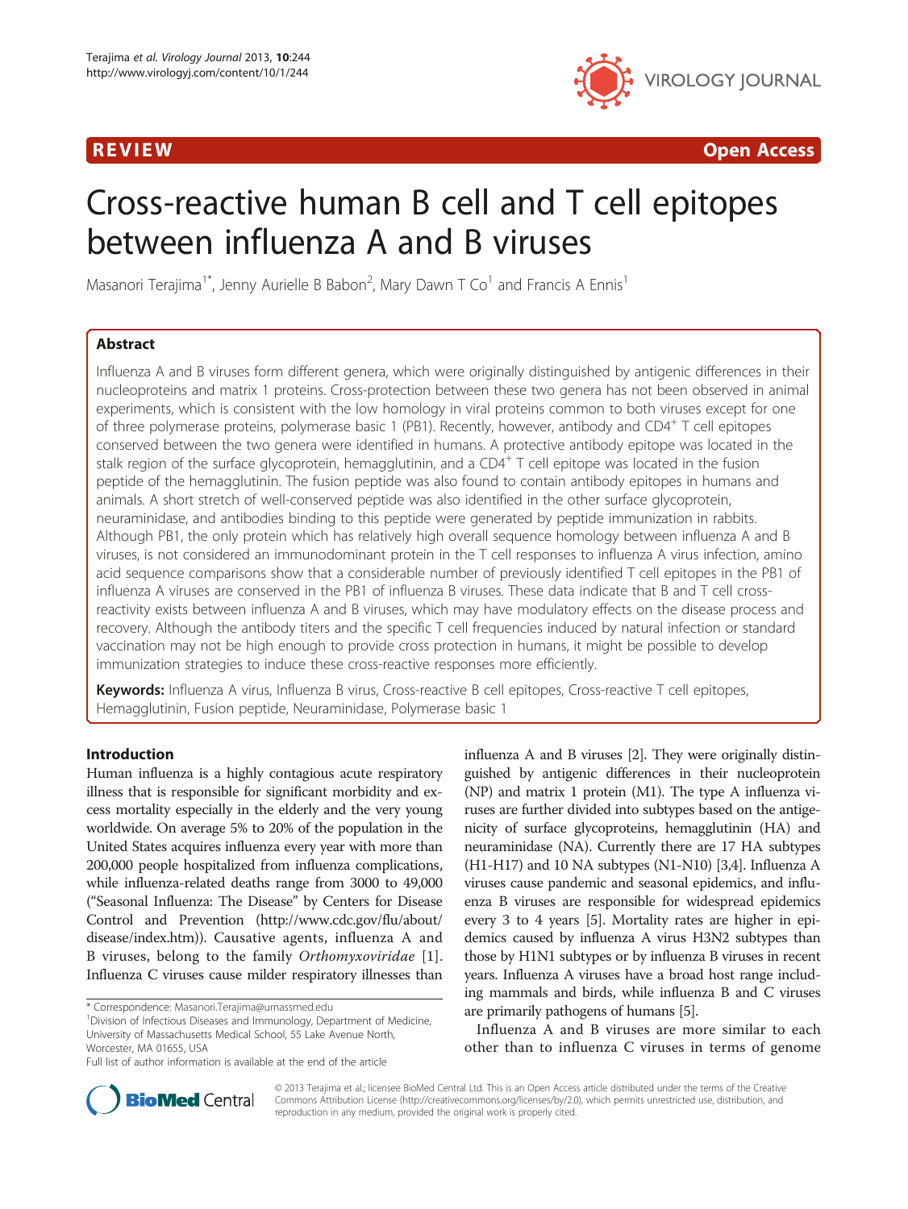REVIEW Open Access

# Cross-reactive human B cell and T cell epitopes between influenza A and B viruses

Masanori Terajima[1*], Jenny Aurielle B Babon[2], Mary Dawn T Co[1] and Francis A Ennis[1]

## Abstract

Influenza A and B viruses form different genera, which were originally distinguished by antigenic differences in their nucleoproteins and matrix 1 proteins. Cross-protection between these two genera has not been observed in animal experiments, which is consistent with the low homology in viral proteins common to both viruses except for one of three polymerase proteins, polymerase basic 1 (PB1). Recently, however, antibody and CD4$^+$ T cell epitopes conserved between the two genera were identified in humans. A protective antibody epitope was located in the stalk region of the surface glycoprotein, hemagglutinin, and a CD4$^+$ T cell epitope was located in the fusion peptide of the hemagglutinin. The fusion peptide was also found to contain antibody epitopes in humans and animals. A short stretch of well-conserved peptide was also identified in the other surface glycoprotein, neuraminidase, and antibodies binding to this peptide were generated by peptide immunization in rabbits. Although PB1, the only protein which has relatively high overall sequence homology between influenza A and B viruses, is not considered an immunodominant protein in the T cell responses to influenza A virus infection, amino acid sequence comparisons show that a considerable number of previously identified T cell epitopes in the PB1 of influenza A viruses are conserved in the PB1 of influenza B viruses. These data indicate that B and T cell cross-reactivity exists between influenza A and B viruses, which may have modulatory effects on the disease process and recovery. Although the antibody titers and the specific T cell frequencies induced by natural infection or standard vaccination may not be high enough to provide cross protection in humans, it might be possible to develop immunization strategies to induce these cross-reactive responses more efficiently.

**Keywords:** Influenza A virus, Influenza B virus, Cross-reactive B cell epitopes, Cross-reactive T cell epitopes, Hemagglutinin, Fusion peptide, Neuraminidase, Polymerase basic 1

## Introduction

Human influenza is a highly contagious acute respiratory illness that is responsible for significant morbidity and excess mortality especially in the elderly and the very young worldwide. On average 5% to 20% of the population in the United States acquires influenza every year with more than 200,000 people hospitalized from influenza complications, while influenza-related deaths range from 3000 to 49,000 ("Seasonal Influenza: The Disease" by Centers for Disease Control and Prevention (http://www.cdc.gov/flu/about/disease/index.htm)). Causative agents, influenza A and B viruses, belong to the family *Orthomyxoviridae* [1]. Influenza C viruses cause milder respiratory illnesses than influenza A and B viruses [2]. They were originally distinguished by antigenic differences in their nucleoprotein (NP) and matrix 1 protein (M1). The type A influenza viruses are further divided into subtypes based on the antigenicity of surface glycoproteins, hemagglutinin (HA) and neuraminidase (NA). Currently there are 17 HA subtypes (H1-H17) and 10 NA subtypes (N1-N10) [3,4]. Influenza A viruses cause pandemic and seasonal epidemics, and influenza B viruses are responsible for widespread epidemics every 3 to 4 years [5]. Mortality rates are higher in epidemics caused by influenza A virus H3N2 subtypes than those by H1N1 subtypes or by influenza B viruses in recent years. Influenza A viruses have a broad host range including mammals and birds, while influenza B and C viruses are primarily pathogens of humans [5].

Influenza A and B viruses are more similar to each other than to influenza C viruses in terms of genome

\* Correspondence: Masanori.Terajima@umassmed.edu
[1]Division of Infectious Diseases and Immunology, Department of Medicine, University of Massachusetts Medical School, 55 Lake Avenue North, Worcester, MA 01655, USA
Full list of author information is available at the end of the article

© 2013 Terajima et al.; licensee BioMed Central Ltd. This is an Open Access article distributed under the terms of the Creative Commons Attribution License (http://creativecommons.org/licenses/by/2.0), which permits unrestricted use, distribution, and reproduction in any medium, provided the original work is properly cited.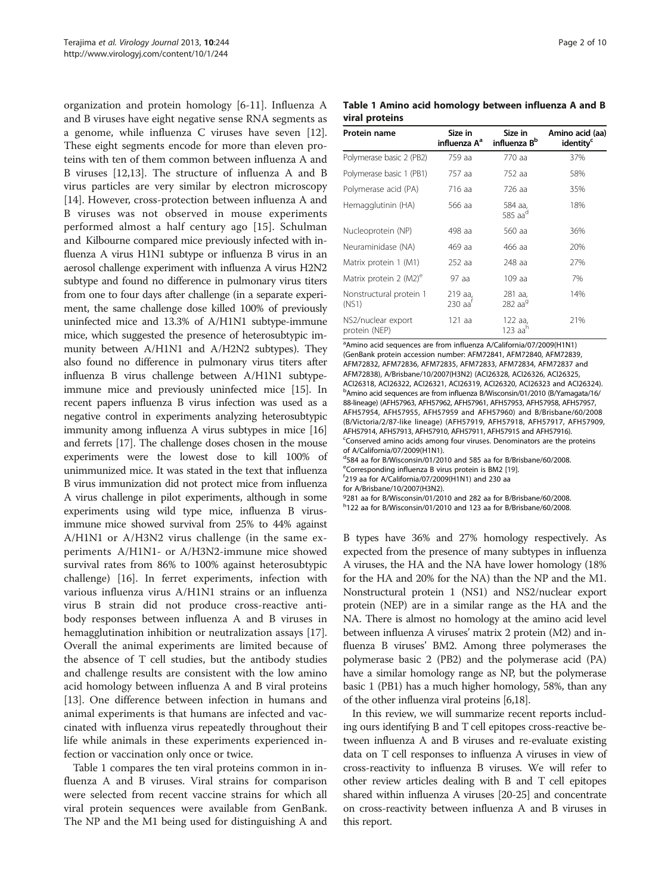organization and protein homology [6-11]. Influenza A and B viruses have eight negative sense RNA segments as a genome, while influenza C viruses have seven [12]. These eight segments encode for more than eleven proteins with ten of them common between influenza A and B viruses [12,13]. The structure of influenza A and B virus particles are very similar by electron microscopy [14]. However, cross-protection between influenza A and B viruses was not observed in mouse experiments performed almost a half century ago [15]. Schulman and Kilbourne compared mice previously infected with influenza A virus H1N1 subtype or influenza B virus in an aerosol challenge experiment with influenza A virus H2N2 subtype and found no difference in pulmonary virus titers from one to four days after challenge (in a separate experiment, the same challenge dose killed 100% of previously uninfected mice and 13.3% of A/H1N1 subtype-immune mice, which suggested the presence of heterosubtypic immunity between A/H1N1 and A/H2N2 subtypes). They also found no difference in pulmonary virus titers after influenza B virus challenge between A/H1N1 subtype-immune mice and previously uninfected mice [15]. In recent papers influenza B virus infection was used as a negative control in experiments analyzing heterosubtypic immunity among influenza A virus subtypes in mice [16] and ferrets [17]. The challenge doses chosen in the mouse experiments were the lowest dose to kill 100% of unimmunized mice. It was stated in the text that influenza B virus immunization did not protect mice from influenza A virus challenge in pilot experiments, although in some experiments using wild type mice, influenza B virus-immune mice showed survival from 25% to 44% against A/H1N1 or A/H3N2 virus challenge (in the same experiments A/H1N1- or A/H3N2-immune mice showed survival rates from 86% to 100% against heterosubtypic challenge) [16]. In ferret experiments, infection with various influenza virus A/H1N1 strains or an influenza virus B strain did not produce cross-reactive antibody responses between influenza A and B viruses in hemagglutination inhibition or neutralization assays [17]. Overall the animal experiments are limited because of the absence of T cell studies, but the antibody studies and challenge results are consistent with the low amino acid homology between influenza A and B viral proteins [13]. One difference between infection in humans and animal experiments is that humans are infected and vaccinated with influenza virus repeatedly throughout their life while animals in these experiments experienced infection or vaccination only once or twice.

Table 1 compares the ten viral proteins common in influenza A and B viruses. Viral strains for comparison were selected from recent vaccine strains for which all viral protein sequences were available from GenBank. The NP and the M1 being used for distinguishing A and B types have 36% and 27% homology respectively. As expected from the presence of many subtypes in influenza A viruses, the HA and the NA have lower homology (18% for the HA and 20% for the NA) than the NP and the M1. Nonstructural protein 1 (NS1) and NS2/nuclear export protein (NEP) are in a similar range as the HA and the NA. There is almost no homology at the amino acid level between influenza A viruses' matrix 2 protein (M2) and influenza B viruses' BM2. Among three polymerases the polymerase basic 2 (PB2) and the polymerase acid (PA) have a similar homology range as NP, but the polymerase basic 1 (PB1) has a much higher homology, 58%, than any of the other influenza viral proteins [6,18].

**Table 1 Amino acid homology between influenza A and B viral proteins**

| Protein name | Size in influenza A[a] | Size in influenza B[b] | Amino acid (aa) identity[c] |
|---|---|---|---|
| Polymerase basic 2 (PB2) | 759 aa | 770 aa | 37% |
| Polymerase basic 1 (PB1) | 757 aa | 752 aa | 58% |
| Polymerase acid (PA) | 716 aa | 726 aa | 35% |
| Hemagglutinin (HA) | 566 aa | 584 aa, 585 aa[d] | 18% |
| Nucleoprotein (NP) | 498 aa | 560 aa | 36% |
| Neuraminidase (NA) | 469 aa | 466 aa | 20% |
| Matrix protein 1 (M1) | 252 aa | 248 aa | 27% |
| Matrix protein 2 (M2)[e] | 97 aa | 109 aa | 7% |
| Nonstructural protein 1 (NS1) | 219 aa, 230 aa[f] | 281 aa, 282 aa[g] | 14% |
| NS2/nuclear export protein (NEP) | 121 aa | 122 aa, 123 aa[h] | 21% |

[a]Amino acid sequences are from influenza A/California/07/2009(H1N1) (GenBank protein accession number: AFM72841, AFM72840, AFM72839, AFM72832, AFM72836, AFM72835, AFM72833, AFM72834, AFM72837 and AFM72838), A/Brisbane/10/2007(H3N2) (ACI26328, ACI26326, ACI26325, ACI26318, ACI26322, ACI26321, ACI26319, ACI26320, ACI26323 and ACI26324).
[b]Amino acid sequences are from influenza B/Wisconsin/01/2010 (B/Yamagata/16/88-lineage) (AFH57963, AFH57962, AFH57961, AFH57953, AFH57958, AFH57957, AFH57954, AFH57955, AFH57959 and AFH57960) and B/Brisbane/60/2008 (B/Victoria/2/87-like lineage) (AFH57919, AFH57918, AFH57917, AFH57909, AFH57914, AFH57913, AFH57910, AFH57911, AFH57915 and AFH57916).
[c]Conserved amino acids among four viruses. Denominators are the proteins of A/California/07/2009(H1N1).
[d]584 aa for B/Wisconsin/01/2010 and 585 aa for B/Brisbane/60/2008.
[e]Corresponding influenza B virus protein is BM2 [19].
[f]219 aa for A/California/07/2009(H1N1) and 230 aa for A/Brisbane/10/2007(H3N2).
[g]281 aa for B/Wisconsin/01/2010 and 282 aa for B/Brisbane/60/2008.
[h]122 aa for B/Wisconsin/01/2010 and 123 aa for B/Brisbane/60/2008.

In this review, we will summarize recent reports including ours identifying B and T cell epitopes cross-reactive between influenza A and B viruses and re-evaluate existing data on T cell responses to influenza A viruses in view of cross-reactivity to influenza B viruses. We will refer to other review articles dealing with B and T cell epitopes shared within influenza A viruses [20-25] and concentrate on cross-reactivity between influenza A and B viruses in this report.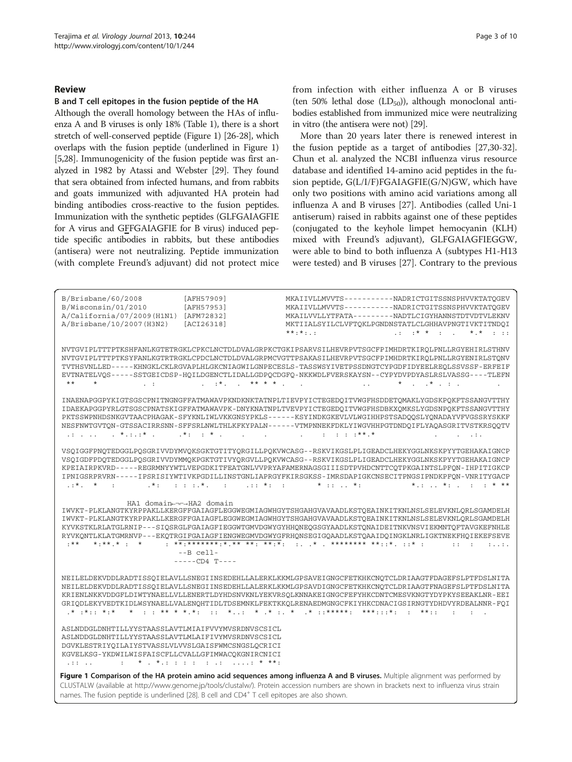## Review

### B and T cell epitopes in the fusion peptide of the HA

Although the overall homology between the HAs of influenza A and B viruses is only 18% (Table 1), there is a short stretch of well-conserved peptide (Figure 1) [26-28], which overlaps with the fusion peptide (underlined in Figure 1) [5,28]. Immunogenicity of the fusion peptide was first analyzed in 1982 by Atassi and Webster [29]. They found that sera obtained from infected humans, and from rabbits and goats immunized with adjuvanted HA protein had binding antibodies cross-reactive to the fusion peptides. Immunization with the synthetic peptides (GLFGAIAGFIE for A virus and GFFGAIAGFIE for B virus) induced peptide specific antibodies in rabbits, but these antibodies (antisera) were not neutralizing. Peptide immunization (with complete Freund's adjuvant) did not protect mice from infection with either influenza A or B viruses (ten 50% lethal dose ($LD_{50}$)), although monoclonal antibodies established from immunized mice were neutralizing in vitro (the antisera were not) [29].

More than 20 years later there is renewed interest in the fusion peptide as a target of antibodies [27,30-32]. Chun et al. analyzed the NCBI influenza virus resource database and identified 14-amino acid peptides in the fusion peptide, G(L/I/F)FGAIAGFIE(G/N)GW, which have only two positions with amino acid variations among all influenza A and B viruses [27]. Antibodies (called Uni-1 antiserum) raised in rabbits against one of these peptides (conjugated to the keyhole limpet hemocyanin (KLH) mixed with Freund's adjuvant), GLFGAIAGFIEGGW, were able to bind to both influenza A (subtypes H1-H13 were tested) and B viruses [27]. Contrary to the previous

```
B/Brisbane/60/2008            [AFH57909]     MKAIIVLLMVVTS-----------NADRICTGITSSNSPHVVKTATQGEV
B/Wisconsin/01/2010           [AFH57953]     MKAIIVLLMVVTS-----------NADRICTGITSSNSPHVVKTATQGEV
A/California/07/2009(H1N1)    [AFM72832]     MKAILVVLLYTFATA---------NADTLCIGYHANNSTDTVDTVLEKNV
A/Brisbane/10/2007(H3N2)      [ACI26318]     MKTIIALSYILCLVFTQKLPGNDNSTATLCLGHHAVPNGTIVKTITNDQI
                                             **:*:.:                 .:  :* *  :  .    *.*  : ::

NVTGVIPLTTTPTKSHFANLKGTETRGKLCPKCLNCTDLDVALGRPKCTGKIPSARVSILHEVRPVTSGCFPIMHDRTKIRQLPNLLRGYEHIRLSTHNV
NVTGVIPLTTTPTKSYFANLKGTRTRGKLCPDCLNCTDLDVALGRPMCVGTTPSAKASILHEVRPVTSGCFPIMHDRTKIRQLPNLLRGYENIRLSTQNV
TVTHSVNLLED-----KHNGKLCKLRGVAPLHLGKCNIAGWILGNPECESLS-TASSWSYIVETPSSDNGTCYPGDFIDYEELREQLSSVSSF-ERFEIF
EVTNATELVQS-----SSTGEICDSP-HQILDGENCTLIDALLGDPQCDGFQ-NKKWDLFVERSKAYSN--CYPYDVPDYASLRSLVASSG----TLEFN
 **    *          . :           .  :*.   .  ** * .   .                  ..         *  .  .* . : .        .

INAENAPGGPYKIGTSGSCPNITNGNGFFATMAWAVPKNDKNKTATNPLTIEVPYICTEGEDQITVWGFHSDDETQMAKLYGDSKPQKFTSSANGVTTHY
IDAEKAPGGPYRLGTSGSCPNATSKIGFFATMAWAVPK-DNYKNATNPLTVEVPYICTEGEDQITVWGFHSDBKXQMKSLYGDSNPQKFTSSANGVTTHY
PKTSSWPNHDSNKGVTAACPHAGAK-SFYKNLIWLVKKGNSYPKLS------KSYINDKGKEVLVLWGIHHPSTSADQQSLYQNADAYVFVGSSRYSKKF
NESFNWTGVTQN-GTSSACIRRSNN-SFFSRLNWLTHLKFKYPALN------VTMPNNEKFDKLYIWGVHHPGTDNDQIFLYAQASGRITVSTKRSQQTV
 .: . ..   . *.:.:* .      .*:  : * .    .     .         .    : : : :**.*              .     .  .:.

VSQIGGFPNQTEDGGLPQSGRIVVDYMVQKSGKTGTITYQRGILLPQKVWCASG--RSKVIKGSLPLIGEADCLHEKYGGLNKSKPYYTGEHAKAIGNCP
VSQIGDFPDQTEDGGLPQSGRIVVDYMMQKPGKTGTIVYQRGVLLPQKVWCASG--RSKVIKGSLPLIGEADCLHEKYGGLNKSKPYYTGEHAKAIGNCP
KPEIAIRPKVRD-----REGRMNYYWTLVEPGDKITFEATGNLVVPRYAFAMERNAGSGIIISDTPVHDCNTTCQTPKGAINTSLPFQN-IHPITIGKCP
IPNIGSRPRVRN-----IPSRISIYWTIVKPGDILLINSTGNLIAPRGYFKIRSGKSS-IMRSDAPIGKCNSECITPNGSIPNDKPFQN-VNRITYGACP
 .:*.  *    :        .*:   : : :.*.    :     .:: *:  :        * :: .. *:          *.: .. *: .  :  : * **

              HA1 domain←¬⌐→HA2 domain
IWVKT-PLKLANGTKYRPPAKLLKERGFFGAIAGFLEGGWEGMIAGWHGYTSHGAHGVAVAADLKSTQEAINKITKNLNSLSELEVKNLQRLSGAMDELH
IWVKT-PLKLANGTKYRPPAKLLKERGFFGAIAGFLEGGWEGMIAGWHGYTSHGAHGVAVAADLKSTQEAINKITKNLNSLSELEVKNLQRLSGAMDELH
KYVKSTKLRLATGLRNIP---SIQSRGLFGAIAGFIEGGWTGMVDGWYGYHHQNEQGSGYAADLKSTQNAIDEITNKVNSVIEKMNTQFTAVGKEFNHLE
RYVKQNTLKLATGMRNVP---EKQTRGIFGAIAGFIENGWEGMVDGWYGFRHQNSEGIGQAADLKSTQAAIDQINGKLNRLIGKTNEKFHQIEKEFSEVE
 :**   *:**.* :  *       : **:*******:*.** **: **:*:  :. .* . ******** **::*. ::* :        :: :   :..:.
                          --B cell-
                        -----CD4 T----

NEILELDEKVDDLRADTISSQIELAVLLSNEGIINSEDEHLLALERKLKKMLGPSAVEIGNGCFETKHKCNQTCLDRIAAGTFDAGEFSLPTFDSLNITA
NEILELDEKVDDLRADTISSQIELAVLLSNEGIINSEDEHLLALERKLKKMLGPSAVDIGNGCFETKHKCNQTCLDRIAAGTFNAGEFSLPTFDSLNITA
KRIENLNKKVDDGFLDIWTYNAELLVLLENERTLDYHDSNVKNLYEKVRSQLKNNAKEIGNGCFEFYHKCDNTCMESVKNGTYDYPKYSEEAKLNR-EEI
GRIQDLEKYVEDTKIDLWSYNAELLVALENQHTIDLTDSEMNKLFEKTKKQLRENAEDMGNGCFKIYHKCDNACIGSIRNGTYDHDVYRDEALNNR-FQI
 .* :*:: *:*    *  : : ** * *.*:  ::  *..:  * .* :. *  .* ::*****:  ***:::*:  :  **::    :    :   .

ASLNDDGLDNHTILLYYSTAASSLAVTLMIAIFVVYMVSRDNVSCSICL
ASLNDDGLDNHTILLYYSTAASSLAVTLMLAIFIVYMVSRDNVSCSICL
DGVKLESTRIYQILAIYSTVASSLVLVVSLGAISFWMCSNGSLQCRICI
KGVELKSG-YKDWILWISFAISCFLLCVALLGFIMWACQKGNIRCNICI
 .:: ..        :   * . *.: : : :  : .:  ....: * **:
```

**Figure 1 Comparison of the HA protein amino acid sequences among influenza A and B viruses.** Multiple alignment was performed by CLUSTALW (available at http://www.genome.jp/tools/clustalw/). Protein accession numbers are shown in brackets next to influenza virus strain names. The fusion peptide is underlined [28]. B cell and CD4+ T cell epitopes are also shown.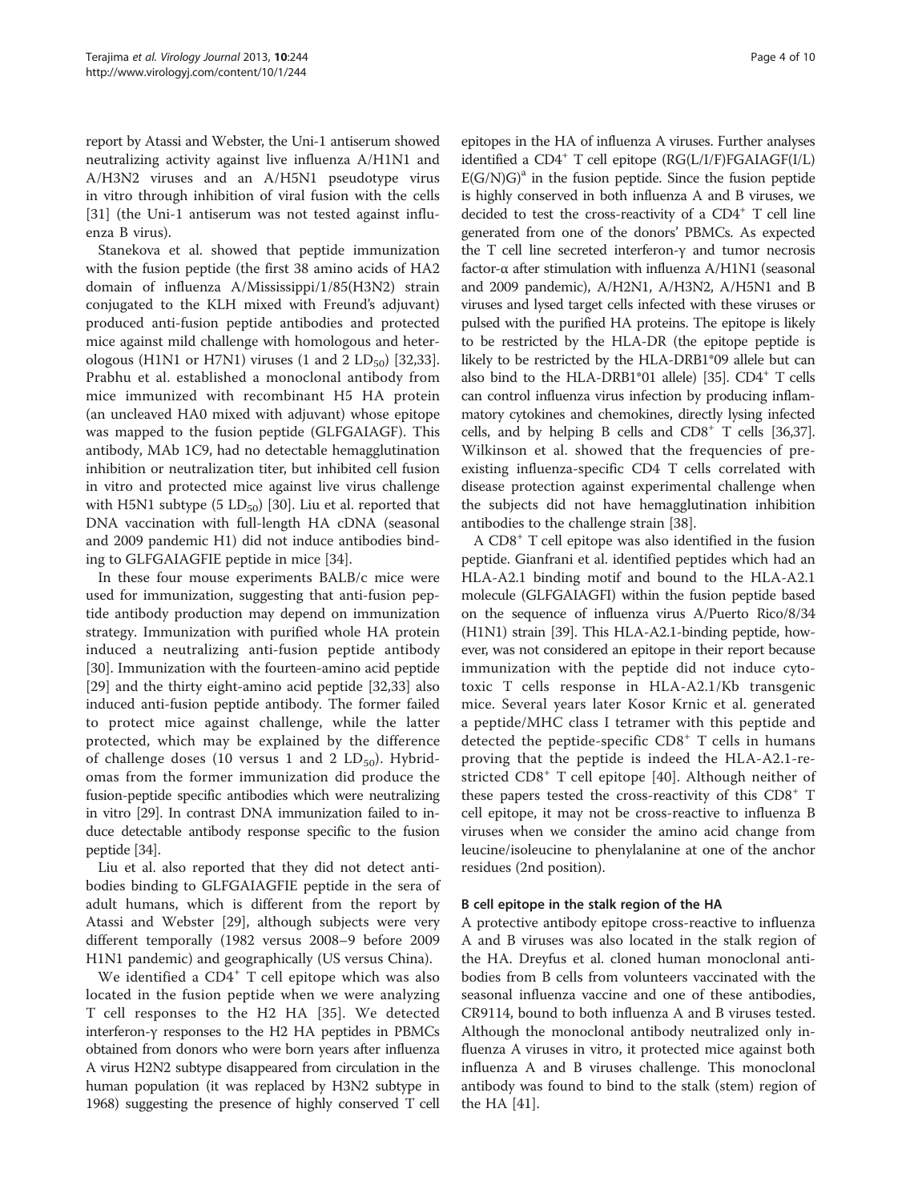report by Atassi and Webster, the Uni-1 antiserum showed neutralizing activity against live influenza A/H1N1 and A/H3N2 viruses and an A/H5N1 pseudotype virus in vitro through inhibition of viral fusion with the cells [31] (the Uni-1 antiserum was not tested against influenza B virus).

Stanekova et al. showed that peptide immunization with the fusion peptide (the first 38 amino acids of HA2 domain of influenza A/Mississippi/1/85(H3N2) strain conjugated to the KLH mixed with Freund's adjuvant) produced anti-fusion peptide antibodies and protected mice against mild challenge with homologous and heterologous (H1N1 or H7N1) viruses (1 and 2 $LD_{50}$) [32,33]. Prabhu et al. established a monoclonal antibody from mice immunized with recombinant H5 HA protein (an uncleaved HA0 mixed with adjuvant) whose epitope was mapped to the fusion peptide (GLFGAIAGF). This antibody, MAb 1C9, had no detectable hemagglutination inhibition or neutralization titer, but inhibited cell fusion in vitro and protected mice against live virus challenge with H5N1 subtype (5 $LD_{50}$) [30]. Liu et al. reported that DNA vaccination with full-length HA cDNA (seasonal and 2009 pandemic H1) did not induce antibodies binding to GLFGAIAGFIE peptide in mice [34].

In these four mouse experiments BALB/c mice were used for immunization, suggesting that anti-fusion peptide antibody production may depend on immunization strategy. Immunization with purified whole HA protein induced a neutralizing anti-fusion peptide antibody [30]. Immunization with the fourteen-amino acid peptide [29] and the thirty eight-amino acid peptide [32,33] also induced anti-fusion peptide antibody. The former failed to protect mice against challenge, while the latter protected, which may be explained by the difference of challenge doses (10 versus 1 and 2 $LD_{50}$). Hybridomas from the former immunization did produce the fusion-peptide specific antibodies which were neutralizing in vitro [29]. In contrast DNA immunization failed to induce detectable antibody response specific to the fusion peptide [34].

Liu et al. also reported that they did not detect antibodies binding to GLFGAIAGFIE peptide in the sera of adult humans, which is different from the report by Atassi and Webster [29], although subjects were very different temporally (1982 versus 2008–9 before 2009 H1N1 pandemic) and geographically (US versus China).

We identified a $CD4^+$ T cell epitope which was also located in the fusion peptide when we were analyzing T cell responses to the H2 HA [35]. We detected interferon-γ responses to the H2 HA peptides in PBMCs obtained from donors who were born years after influenza A virus H2N2 subtype disappeared from circulation in the human population (it was replaced by H3N2 subtype in 1968) suggesting the presence of highly conserved T cell epitopes in the HA of influenza A viruses. Further analyses identified a $CD4^+$ T cell epitope (RG(L/I/F)FGAIAGF(I/L)E(G/N)G)[a] in the fusion peptide. Since the fusion peptide is highly conserved in both influenza A and B viruses, we decided to test the cross-reactivity of a $CD4^+$ T cell line generated from one of the donors' PBMCs. As expected the T cell line secreted interferon-γ and tumor necrosis factor-α after stimulation with influenza A/H1N1 (seasonal and 2009 pandemic), A/H2N1, A/H3N2, A/H5N1 and B viruses and lysed target cells infected with these viruses or pulsed with the purified HA proteins. The epitope is likely to be restricted by the HLA-DR (the epitope peptide is likely to be restricted by the HLA-DRB1*09 allele but can also bind to the HLA-DRB1*01 allele) [35]. $CD4^+$ T cells can control influenza virus infection by producing inflammatory cytokines and chemokines, directly lysing infected cells, and by helping B cells and $CD8^+$ T cells [36,37]. Wilkinson et al. showed that the frequencies of preexisting influenza-specific CD4 T cells correlated with disease protection against experimental challenge when the subjects did not have hemagglutination inhibition antibodies to the challenge strain [38].

A $CD8^+$ T cell epitope was also identified in the fusion peptide. Gianfrani et al. identified peptides which had an HLA-A2.1 binding motif and bound to the HLA-A2.1 molecule (GLFGAIAGFI) within the fusion peptide based on the sequence of influenza virus A/Puerto Rico/8/34 (H1N1) strain [39]. This HLA-A2.1-binding peptide, however, was not considered an epitope in their report because immunization with the peptide did not induce cytotoxic T cells response in HLA-A2.1/Kb transgenic mice. Several years later Kosor Krnic et al. generated a peptide/MHC class I tetramer with this peptide and detected the peptide-specific $CD8^+$ T cells in humans proving that the peptide is indeed the HLA-A2.1-restricted $CD8^+$ T cell epitope [40]. Although neither of these papers tested the cross-reactivity of this $CD8^+$ T cell epitope, it may not be cross-reactive to influenza B viruses when we consider the amino acid change from leucine/isoleucine to phenylalanine at one of the anchor residues (2nd position).

### B cell epitope in the stalk region of the HA

A protective antibody epitope cross-reactive to influenza A and B viruses was also located in the stalk region of the HA. Dreyfus et al. cloned human monoclonal antibodies from B cells from volunteers vaccinated with the seasonal influenza vaccine and one of these antibodies, CR9114, bound to both influenza A and B viruses tested. Although the monoclonal antibody neutralized only influenza A viruses in vitro, it protected mice against both influenza A and B viruses challenge. This monoclonal antibody was found to bind to the stalk (stem) region of the HA [41].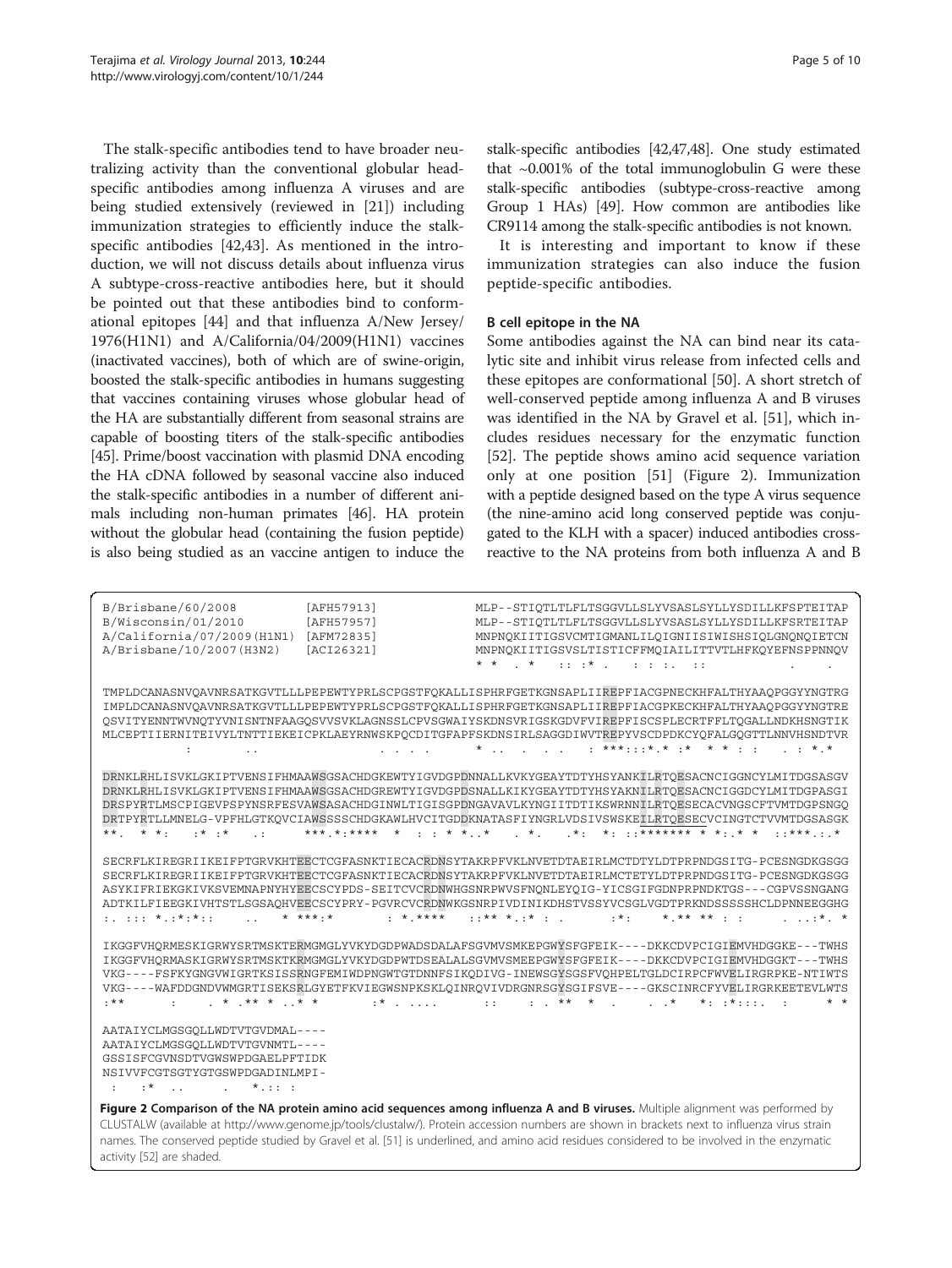The stalk-specific antibodies tend to have broader neutralizing activity than the conventional globular head-specific antibodies among influenza A viruses and are being studied extensively (reviewed in [21]) including immunization strategies to efficiently induce the stalk-specific antibodies [42,43]. As mentioned in the introduction, we will not discuss details about influenza virus A subtype-cross-reactive antibodies here, but it should be pointed out that these antibodies bind to conformational epitopes [44] and that influenza A/New Jersey/1976(H1N1) and A/California/04/2009(H1N1) vaccines (inactivated vaccines), both of which are of swine-origin, boosted the stalk-specific antibodies in humans suggesting that vaccines containing viruses whose globular head of the HA are substantially different from seasonal strains are capable of boosting titers of the stalk-specific antibodies [45]. Prime/boost vaccination with plasmid DNA encoding the HA cDNA followed by seasonal vaccine also induced the stalk-specific antibodies in a number of different animals including non-human primates [46]. HA protein without the globular head (containing the fusion peptide) is also being studied as an vaccine antigen to induce the stalk-specific antibodies [42,47,48]. One study estimated that ~0.001% of the total immunoglobulin G were these stalk-specific antibodies (subtype-cross-reactive among Group 1 HAs) [49]. How common are antibodies like CR9114 among the stalk-specific antibodies is not known.

It is interesting and important to know if these immunization strategies can also induce the fusion peptide-specific antibodies.

### B cell epitope in the NA

Some antibodies against the NA can bind near its catalytic site and inhibit virus release from infected cells and these epitopes are conformational [50]. A short stretch of well-conserved peptide among influenza A and B viruses was identified in the NA by Gravel et al. [51], which includes residues necessary for the enzymatic function [52]. The peptide shows amino acid sequence variation only at one position [51] (Figure 2). Immunization with a peptide designed based on the type A virus sequence (the nine-amino acid long conserved peptide was conjugated to the KLH with a spacer) induced antibodies cross-reactive to the NA proteins from both influenza A and B

```
B/Brisbane/60/2008          [AFH57913]     MLP--STIQTLTLFLTSGGVLLSLYVSASLSYLLYSDILLKFSPTEITAP
B/Wisconsin/01/2010         [AFH57957]     MLP--STIQTLTLFLTSGGVLLSLYVSASLSYLLYSDILLKFSRTEITAP
A/California/07/2009(H1N1)  [AFM72835]     MNPNQKIITIGSVCMTIGMANLILQIGNIISIWISHSIQLGNQNQIETCN
A/Brisbane/10/2007(H3N2)    [ACI26321]     MNPNQKIITIGSVSLTISTICFFMQIAILITTVTLHFKQYEFNSPPNNQV
                                           * *  . *   :: :* .   : : :.  ::           .    .

TMPLDCANASNVQAVNRSATKGVTLLLPEPEWTYPRLSCPGSTFQKALLISPHRFGETKGNSAPLIIREPFIACGPNECKHFALTHYAAQPGGYYNGTRG
IMPLDCANASNVQAVNRSATKGVTLLLPEPEWTYPRLSCPGSTFQKALLISPHRFGETKGNSAPLIIREPFIACGPKECKHFALTHYAAQPGGYYNGTRE
QSVITYENNTWVNQTYVNISNTNFAAGQSVVSVKLAGNSSLCPVSGWAIYSKDNSVRIGSKGDVFVIREPFISCSPLECRTFFLTQGALLNDKHSNGTIK
MLCEPTIIERNITEIVYLTNTTIEKEICPKLAEYRNWSKPQCDITGFAPFSKDNSIRLSAGGDIWVTREPYVSCDPDKCYQFALGQGTTLNNVHSNDTVR
        :       ..               . . . .      * ..  .  .  .   : ***:::*.* :*  * * : :    . : *.*

DRNKLRHLISVKLGKIPTVENSIFHMAAWSGSACHDGKEWTYIGVDGPDNNALLKVKYGEAYTDTYHSYANKILRTQESACNCIGGNCYLMITDGSASGV
DRNKLRHLISVKLGKIPTVENSIFHMAAWSGSACHDGREWTYIGVDGPDSNALLKIKYGEAYTDTYHSYAKNILRTQESACNCIGGDCYLMITDGPASGI
DRSPYRTLMSCPIGEVPSPYNSRFESVAWSASACHDGINWLTIGISGPDNGAVAVLKYNGIITDTIKSWRNNILRTQESECACVNGSCFTVMTDGPSNGQ
DRTPYRTLLMNELG-VPFHLGTKQVCIAWSSSSCHDGKAWLHVCITGDDKNATASFIYNGRLVDSIVSWSKEILRTQESECVCINGTCTVVMTDGSASGK
**.  * *:   :* :*    .:      ***.*:****  *  : : * *..*   . *.   .*:  *: ::******* * *:.* *   ::***.:.*

SECRFLKIREGRIIKEIFPTGRVKHTEECTCGFASNKTIECACRDNSYTAKRPFVKLNVETDTAEIRLMCTDTYLDTPRPNDGSITG-PCESNGDKGSGG
SECRFLKIREGRIIKEIFPTGRVKHTEECTCGFASNKTIECACRDNSYTAKRPFVKLNVETDTAEIRLMCTETYLDTPRPNDGSITG-PCESNGDKGSGG
ASYKIFRIEKGKIVKSVEMNAPNYHYEECSCYPDS-SEITCVCRDNWHGSNRPWVSFNQNLEYQIG-YICSGIFGDNPRPNDKTGS---CGPVSSNGANG
ADTKILFIEEGKIVHTSTLSGSAQHVEECSCYPRY-PGVRCVCRDNWKGSNRPIVDINIKDHSTVSSYVCSGLVGDTPRKNDSSSSSHCLDPNNEEGGHG
:. ::: *.:*:*::     ..   * ***:*       : *.****   ::** *.:* : .       :*:    *.** ** : :      . ..:*. *

IKGGFVHQRMESKIGRWYSRTMSKTERMGMGLYVKYDGDPWADSDALAFSGVMVSMKEPGWYSFGFEIK----DKKCDVPCIGIEMVHDGGKE---TWHS
IKGGFVHQRMASKIGRWYSRTMSKTKRMGMGLYVKYDGDPWTDSEALALSGVMVSMEEPGWYSFGFEIK----DKKCDVPCIGIEMVHDGGKT---TWHS
VKG----FSFKYGNGVWIGRTKSISSRNGFEMIWDPNGWTGTDNNFSIKQDIVG-INEWSGYSGSFVQHPELTGLDCIRPCFWVELIRGRPKE-NTIWTS
VKG----WAFDDGNDVWMGRTISEKSRLGYETFKVIEGWSNPKSKLQINRQVIVDRGNRSGYSGIFSVE----GKSCINRCFYVELIRGRKEETEVLWTS
:**         :    . * .** * ..* *        :* . ....        ::     : . **  *  .      . .*    *: :*:::.  :     * *

AATAIYCLMGSGQLLWDTVTGVDMAL----
AATAIYCLMGSGQLLWDTVTGVNMTL----
GSSISFCGVNSDTVGWSWPDGAELPFTIDK
NSIVVFCGTSGTYGTGSWPDGADINLMPI-
 :  :*  ..      .   *.:: :
```

**Figure 2 Comparison of the NA protein amino acid sequences among influenza A and B viruses.** Multiple alignment was performed by CLUSTALW (available at http://www.genome.jp/tools/clustalw/). Protein accession numbers are shown in brackets next to influenza virus strain names. The conserved peptide studied by Gravel et al. [51] is underlined, and amino acid residues considered to be involved in the enzymatic activity [52] are shaded.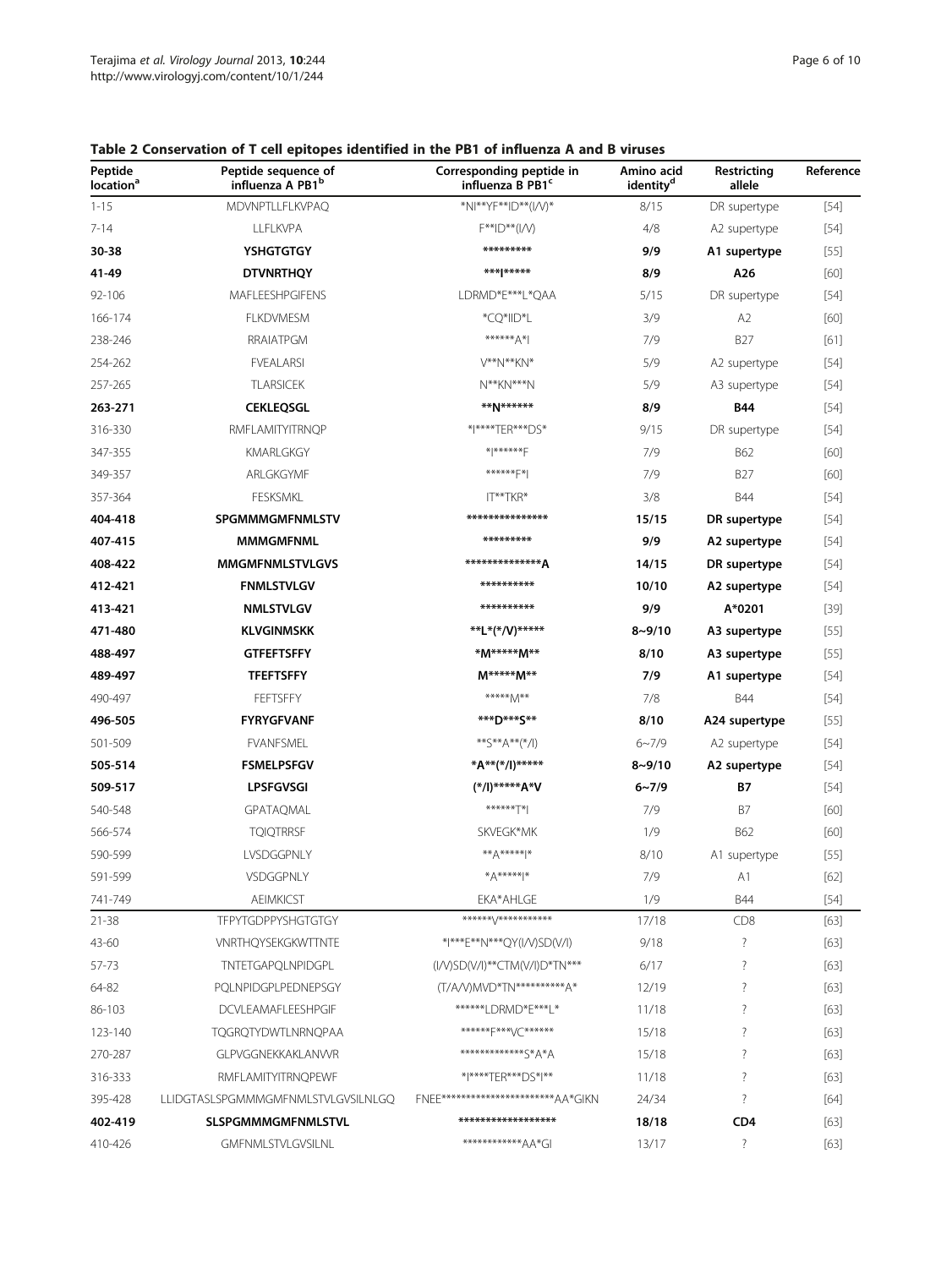**Table 2 Conservation of T cell epitopes identified in the PB1 of influenza A and B viruses**

| Peptide location[a] | Peptide sequence of influenza A PB1[b] | Corresponding peptide in influenza B PB1[c] | Amino acid identity[d] | Restricting allele | Reference |
|---|---|---|---|---|---|
| 1-15 | MDVNPTLLFLKVPAQ | *NI**YF**ID**(I/V)* | 8/15 | DR supertype | [54] |
| 7-14 | LLFLKVPA | F**ID**(I/V) | 4/8 | A2 supertype | [54] |
| **30-38** | **YSHGTGTGY** | **\*\*\*\*\*\*\*\*\*** | **9/9** | **A1 supertype** | **[55]** |
| **41-49** | **DTVNRTHQY** | **\*\*\*I\*\*\*\*\*** | **8/9** | **A26** | **[60]** |
| 92-106 | MAFLEESHPGIFENS | LDRMD*E***L*QAA | 5/15 | DR supertype | [54] |
| 166-174 | FLKDVMESM | *CQ*IID*L | 3/9 | A2 | [60] |
| 238-246 | RRAIATPGM | ******A*I | 7/9 | B27 | [61] |
| 254-262 | FVEALARSI | V**N**KN* | 5/9 | A2 supertype | [54] |
| 257-265 | TLARSICEK | N**KN***N | 5/9 | A3 supertype | [54] |
| **263-271** | **CEKLEQSGL** | **\*\*N\*\*\*\*\*\*** | **8/9** | **B44** | **[54]** |
| 316-330 | RMFLAMITYITRNQP | *I****TER***DS* | 9/15 | DR supertype | [54] |
| 347-355 | KMARLGKGY | *I******F | 7/9 | B62 | [60] |
| 349-357 | ARLGKGYMF | ******F*I | 7/9 | B27 | [60] |
| 357-364 | FESKSMKL | IT**TKR* | 3/8 | B44 | [54] |
| **404-418** | **SPGMMMGMFNMLSTV** | **\*\*\*\*\*\*\*\*\*\*\*\*\*\*\*** | **15/15** | **DR supertype** | **[54]** |
| **407-415** | **MMMGMFNML** | **\*\*\*\*\*\*\*\*\*** | **9/9** | **A2 supertype** | **[54]** |
| **408-422** | **MMGMFNMLSTVLGVS** | **\*\*\*\*\*\*\*\*\*\*\*\*\*\*A** | **14/15** | **DR supertype** | **[54]** |
| **412-421** | **FNMLSTVLGV** | **\*\*\*\*\*\*\*\*\*\*** | **10/10** | **A2 supertype** | **[54]** |
| **413-421** | **NMLSTVLGV** | **\*\*\*\*\*\*\*\*\*\*** | **9/9** | **A\*0201** | **[39]** |
| **471-480** | **KLVGINMSKK** | **\*\*L\*(\*/V)\*\*\*\*\*** | **8~9/10** | **A3 supertype** | **[55]** |
| **488-497** | **GTFEFTSFFY** | **\*M\*\*\*\*\*M\*\*** | **8/10** | **A3 supertype** | **[55]** |
| **489-497** | **TFEFTSFFY** | **M\*\*\*\*\*M\*\*** | **7/9** | **A1 supertype** | **[54]** |
| 490-497 | FEFTSFFY | *****M** | 7/8 | B44 | [54] |
| **496-505** | **FYRYGFVANF** | **\*\*\*D\*\*\*S\*\*** | **8/10** | **A24 supertype** | **[55]** |
| 501-509 | FVANFSMEL | **S**A**(*/I) | 6~7/9 | A2 supertype | [54] |
| **505-514** | **FSMELPSFGV** | **\*A\*\*(\*/I)\*\*\*\*\*** | **8~9/10** | **A2 supertype** | **[54]** |
| **509-517** | **LPSFGVSGI** | **(\*/I)\*\*\*\*\*A\*V** | **6~7/9** | **B7** | **[54]** |
| 540-548 | GPATAQMAL | ******T*I | 7/9 | B7 | [60] |
| 566-574 | TQIQTRRSF | SKVEGK*MK | 1/9 | B62 | [60] |
| 590-599 | LVSDGGPNLY | **A*****I* | 8/10 | A1 supertype | [55] |
| 591-599 | VSDGGPNLY | *A*****I* | 7/9 | A1 | [62] |
| 741-749 | AEIMKICST | EKA*AHLGE | 1/9 | B44 | [54] |
| 21-38 | TFPYTGDPPYSHGTGTGY | ******V*********** | 17/18 | CD8 | [63] |
| 43-60 | VNRTHQYSEKGKWTTNTE | *I***E**N***QY(I/V)SD(V/I) | 9/18 | ? | [63] |
| 57-73 | TNTETGAPQLNPIDGPL | (I/V)SD(V/I)**CTM(V/I)D*TN*** | 6/17 | ? | [63] |
| 64-82 | PQLNPIDGPLPEDNEPSGY | (T/A/V)MVD*TN**********A* | 12/19 | ? | [63] |
| 86-103 | DCVLEAMAFLEESHPGIF | ******LDRMD*E***L* | 11/18 | ? | [63] |
| 123-140 | TQGRQTYDWTLNRNQPAA | ******F***VC****** | 15/18 | ? | [63] |
| 270-287 | GLPVGGNEKKAKLANVVR | *************S*A*A | 15/18 | ? | [63] |
| 316-333 | RMFLAMITYITRNQPEWF | *I****TER***DS*I** | 11/18 | ? | [63] |
| 395-428 | LLIDGTASLSPGMMMGMFNMLSTVLGVSILNLGQ | FNEE************************AA*GIKN | 24/34 | ? | [64] |
| **402-419** | **SLSPGMMMGMFNMLSTVL** | **\*\*\*\*\*\*\*\*\*\*\*\*\*\*\*\*\*\*** | **18/18** | **CD4** | **[63]** |
| 410-426 | GMFNMLSTVLGVSILNL | ************AA*GI | 13/17 | ? | [63] |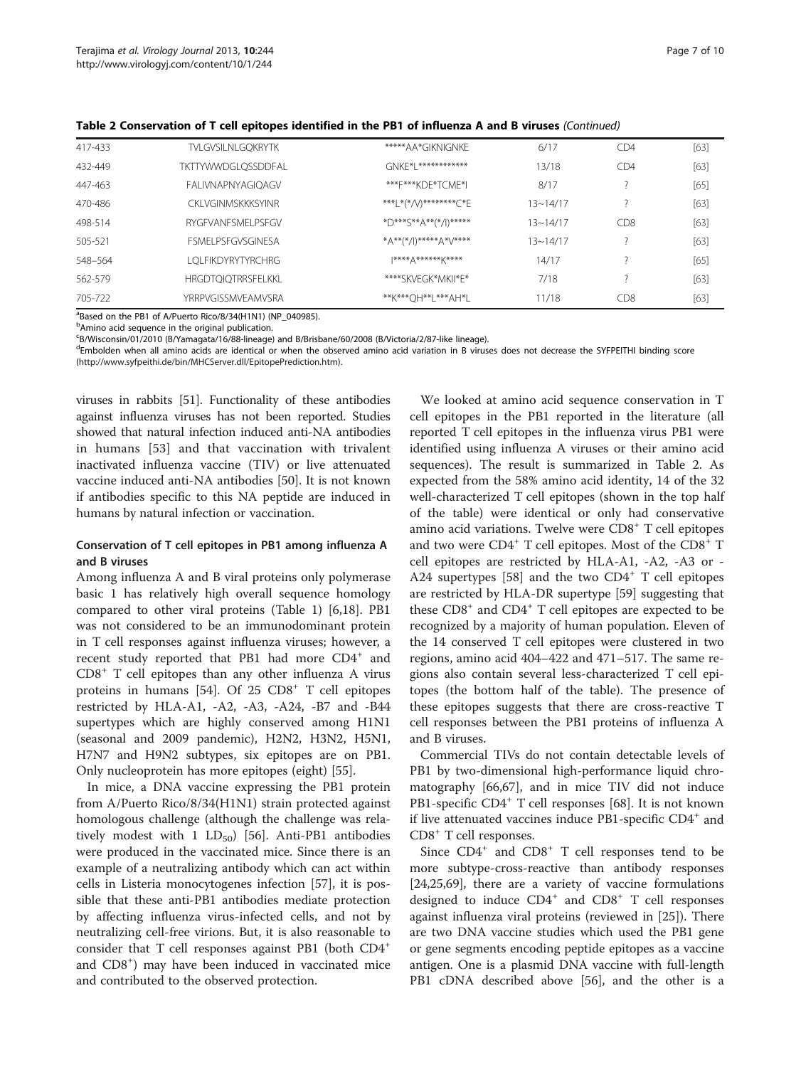**Table 2 Conservation of T cell epitopes identified in the PB1 of influenza A and B viruses** *(Continued)*

| | | | | | |
|---|---|---|---|---|---|
| 417-433 | TVLGVSILNLGQKRYTK | *****AA*GIKNIGNKE | 6/17 | CD4 | [63] |
| 432-449 | TKTTYWWDGLQSSDDFAL | GNKE*L************ | 13/18 | CD4 | [63] |
| 447-463 | FALIVNAPNYAGIQAGV | ***F***KDE*TCME*I | 8/17 | ? | [65] |
| 470-486 | CKLVGINMSKKKSYINR | ***L*(*/V)********C*E | 13~14/17 | ? | [63] |
| 498-514 | RYGFVANFSMELPSFGV | *D***S**A**(*/I)***** | 13~14/17 | CD8 | [63] |
| 505-521 | FSMELPSFGVSGINESA | *A**(*/I)*****A*V**** | 13~14/17 | ? | [63] |
| 548–564 | LQLFIKDYRYTYRCHRG | I****A******K**** | 14/17 | ? | [65] |
| 562-579 | HRGDTQIQTRRSFELKKL | ****SKVEGK*MKII*E* | 7/18 | ? | [63] |
| 705-722 | YRRPVGISSMVEAMVSRA | **K***QH**L***AH*L | 11/18 | CD8 | [63] |

[a]Based on the PB1 of A/Puerto Rico/8/34(H1N1) (NP_040985).
[b]Amino acid sequence in the original publication.
[c]B/Wisconsin/01/2010 (B/Yamagata/16/88-lineage) and B/Brisbane/60/2008 (B/Victoria/2/87-like lineage).
[d]Embolden when all amino acids are identical or when the observed amino acid variation in B viruses does not decrease the SYFPEITHI binding score (http://www.syfpeithi.de/bin/MHCServer.dll/EpitopePrediction.htm).

viruses in rabbits [51]. Functionality of these antibodies against influenza viruses has not been reported. Studies showed that natural infection induced anti-NA antibodies in humans [53] and that vaccination with trivalent inactivated influenza vaccine (TIV) or live attenuated vaccine induced anti-NA antibodies [50]. It is not known if antibodies specific to this NA peptide are induced in humans by natural infection or vaccination.

### Conservation of T cell epitopes in PB1 among influenza A and B viruses

Among influenza A and B viral proteins only polymerase basic 1 has relatively high overall sequence homology compared to other viral proteins (Table 1) [6,18]. PB1 was not considered to be an immunodominant protein in T cell responses against influenza viruses; however, a recent study reported that PB1 had more $CD4^+$ and $CD8^+$ T cell epitopes than any other influenza A virus proteins in humans [54]. Of 25 $CD8^+$ T cell epitopes restricted by HLA-A1, -A2, -A3, -A24, -B7 and -B44 supertypes which are highly conserved among H1N1 (seasonal and 2009 pandemic), H2N2, H3N2, H5N1, H7N7 and H9N2 subtypes, six epitopes are on PB1. Only nucleoprotein has more epitopes (eight) [55].

In mice, a DNA vaccine expressing the PB1 protein from A/Puerto Rico/8/34(H1N1) strain protected against homologous challenge (although the challenge was relatively modest with 1 $LD_{50}$) [56]. Anti-PB1 antibodies were produced in the vaccinated mice. Since there is an example of a neutralizing antibody which can act within cells in Listeria monocytogenes infection [57], it is possible that these anti-PB1 antibodies mediate protection by affecting influenza virus-infected cells, and not by neutralizing cell-free virions. But, it is also reasonable to consider that T cell responses against PB1 (both $CD4^+$ and $CD8^+$) may have been induced in vaccinated mice and contributed to the observed protection.

We looked at amino acid sequence conservation in T cell epitopes in the PB1 reported in the literature (all reported T cell epitopes in the influenza virus PB1 were identified using influenza A viruses or their amino acid sequences). The result is summarized in Table 2. As expected from the 58% amino acid identity, 14 of the 32 well-characterized T cell epitopes (shown in the top half of the table) were identical or only had conservative amino acid variations. Twelve were $CD8^+$ T cell epitopes and two were $CD4^+$ T cell epitopes. Most of the $CD8^+$ T cell epitopes are restricted by HLA-A1, -A2, -A3 or -A24 supertypes [58] and the two $CD4^+$ T cell epitopes are restricted by HLA-DR supertype [59] suggesting that these $CD8^+$ and $CD4^+$ T cell epitopes are expected to be recognized by a majority of human population. Eleven of the 14 conserved T cell epitopes were clustered in two regions, amino acid 404–422 and 471–517. The same regions also contain several less-characterized T cell epitopes (the bottom half of the table). The presence of these epitopes suggests that there are cross-reactive T cell responses between the PB1 proteins of influenza A and B viruses.

Commercial TIVs do not contain detectable levels of PB1 by two-dimensional high-performance liquid chromatography [66,67], and in mice TIV did not induce PB1-specific $CD4^+$ T cell responses [68]. It is not known if live attenuated vaccines induce PB1-specific $CD4^+$ and $CD8^+$ T cell responses.

Since $CD4^+$ and $CD8^+$ T cell responses tend to be more subtype-cross-reactive than antibody responses [24,25,69], there are a variety of vaccine formulations designed to induce $CD4^+$ and $CD8^+$ T cell responses against influenza viral proteins (reviewed in [25]). There are two DNA vaccine studies which used the PB1 gene or gene segments encoding peptide epitopes as a vaccine antigen. One is a plasmid DNA vaccine with full-length PB1 cDNA described above [56], and the other is a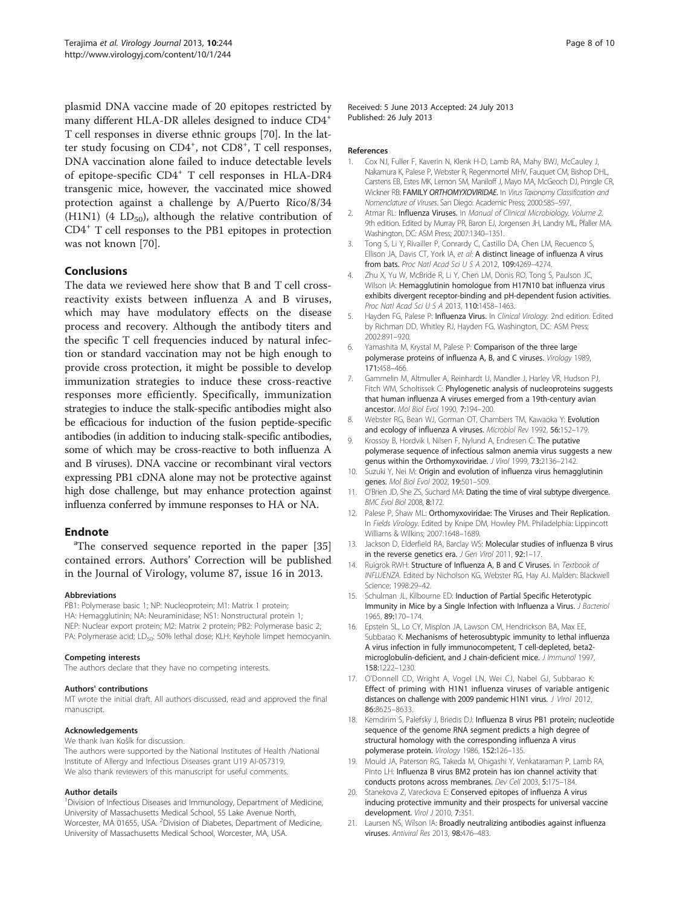plasmid DNA vaccine made of 20 epitopes restricted by many different HLA-DR alleles designed to induce $CD4^+$ T cell responses in diverse ethnic groups [70]. In the latter study focusing on $CD4^+$, not $CD8^+$, T cell responses, DNA vaccination alone failed to induce detectable levels of epitope-specific $CD4^+$ T cell responses in HLA-DR4 transgenic mice, however, the vaccinated mice showed protection against a challenge by A/Puerto Rico/8/34 (H1N1) (4 $LD_{50}$), although the relative contribution of $CD4^+$ T cell responses to the PB1 epitopes in protection was not known [70].

## Conclusions

The data we reviewed here show that B and T cell cross-reactivity exists between influenza A and B viruses, which may have modulatory effects on the disease process and recovery. Although the antibody titers and the specific T cell frequencies induced by natural infection or standard vaccination may not be high enough to provide cross protection, it might be possible to develop immunization strategies to induce these cross-reactive responses more efficiently. Specifically, immunization strategies to induce the stalk-specific antibodies might also be efficacious for induction of the fusion peptide-specific antibodies (in addition to inducing stalk-specific antibodies, some of which may be cross-reactive to both influenza A and B viruses). DNA vaccine or recombinant viral vectors expressing PB1 cDNA alone may not be protective against high dose challenge, but may enhance protection against influenza conferred by immune responses to HA or NA.

## Endnote

[a]The conserved sequence reported in the paper [35] contained errors. Authors' Correction will be published in the Journal of Virology, volume 87, issue 16 in 2013.

#### Abbreviations

PB1: Polymerase basic 1; NP: Nucleoprotein; M1: Matrix 1 protein; HA: Hemagglutinin; NA: Neuraminidase; NS1: Nonstructural protein 1; NEP: Nuclear export protein; M2: Matrix 2 protein; PB2: Polymerase basic 2; PA: Polymerase acid; $LD_{50}$: 50% lethal dose; KLH: Keyhole limpet hemocyanin.

#### Competing interests

The authors declare that they have no competing interests.

#### Authors' contributions

MT wrote the initial draft. All authors discussed, read and approved the final manuscript.

#### Acknowledgements

We thank Ivan Košík for discussion.
The authors were supported by the National Institutes of Health /National Institute of Allergy and Infectious Diseases grant U19 AI-057319.
We also thank reviewers of this manuscript for useful comments.

#### Author details

[1]Division of Infectious Diseases and Immunology, Department of Medicine, University of Massachusetts Medical School, 55 Lake Avenue North, Worcester, MA 01655, USA. [2]Division of Diabetes, Department of Medicine, University of Massachusetts Medical School, Worcester, MA, USA.

Received: 5 June 2013 Accepted: 24 July 2013
Published: 26 July 2013

#### References

1. Cox NJ, Fuller F, Kaverin N, Klenk H-D, Lamb RA, Mahy BWJ, McCauley J, Nakamura K, Palese P, Webster R, Regenmortel MHV, Fauquet CM, Bishop DHL, Carstens EB, Estes MK, Lemon SM, Maniloff J, Mayo MA, McGeoch DJ, Pringle CR, Wickner RB: **FAMILY *ORTHOMYXOVIRIDAE*.** In *Virus Taxonomy Classification and Nomenclature of Viruses.* San Diego: Academic Press; 2000:585–597.
2. Atmar RL: **Influenza Viruses.** In *Manual of Clinical Microbiology. Volume 2.* 9th edition. Edited by Murray PR, Baron EJ, Jorgensen JH, Landry ML, Pfaller MA. Washington, DC: ASM Press; 2007:1340–1351.
3. Tong S, Li Y, Rivailler P, Conrardy C, Castillo DA, Chen LM, Recuenco S, Ellison JA, Davis CT, York IA, *et al*: **A distinct lineage of influenza A virus from bats.** *Proc Natl Acad Sci U S A* 2012, **109:**4269–4274.
4. Zhu X, Yu W, McBride R, Li Y, Chen LM, Donis RO, Tong S, Paulson JC, Wilson IA: **Hemagglutinin homologue from H17N10 bat influenza virus exhibits divergent receptor-binding and pH-dependent fusion activities.** *Proc Natl Acad Sci U S A* 2013, **110:**1458–1463.
5. Hayden FG, Palese P: **Influenza Virus.** In *Clinical Virology.* 2nd edition. Edited by Richman DD, Whitley RJ, Hayden FG. Washington, DC: ASM Press; 2002:891–920.
6. Yamashita M, Krystal M, Palese P: **Comparison of the three large polymerase proteins of influenza A, B, and C viruses.** *Virology* 1989, **171:**458–466.
7. Gammelin M, Altmuller A, Reinhardt U, Mandler J, Harley VR, Hudson PJ, Fitch WM, Scholtissek C: **Phylogenetic analysis of nucleoproteins suggests that human influenza A viruses emerged from a 19th-century avian ancestor.** *Mol Biol Evol* 1990, **7:**194–200.
8. Webster RG, Bean WJ, Gorman OT, Chambers TM, Kawaoka Y: **Evolution and ecology of influenza A viruses.** *Microbiol Rev* 1992, **56:**152–179.
9. Krossoy B, Hordvik I, Nilsen F, Nylund A, Endresen C: **The putative polymerase sequence of infectious salmon anemia virus suggests a new genus within the Orthomyxoviridae.** *J Virol* 1999, **73:**2136–2142.
10. Suzuki Y, Nei M: **Origin and evolution of influenza virus hemagglutinin genes.** *Mol Biol Evol* 2002, **19:**501–509.
11. O'Brien JD, She ZS, Suchard MA: **Dating the time of viral subtype divergence.** *BMC Evol Biol* 2008, **8:**172.
12. Palese P, Shaw ML: **Orthomyxoviridae: The Viruses and Their Replication.** In *Fields Virology.* Edited by Knipe DM, Howley PM. Philadelphia: Lippincott Williams & Wilkins; 2007:1648–1689.
13. Jackson D, Elderfield RA, Barclay WS: **Molecular studies of influenza B virus in the reverse genetics era.** *J Gen Virol* 2011, **92:**1–17.
14. Ruigrok RWH: **Structure of Influenza A, B and C Viruses.** In *Textbook of INFLUENZA.* Edited by Nicholson KG, Webster RG, Hay AJ. Malden: Blackwell Science; 1998:29–42.
15. Schulman JL, Kilbourne ED: **Induction of Partial Specific Heterotypic Immunity in Mice by a Single Infection with Influenza a Virus.** *J Bacteriol* 1965, **89:**170–174.
16. Epstein SL, Lo CY, Misplon JA, Lawson CM, Hendrickson BA, Max EE, Subbarao K: **Mechanisms of heterosubtypic immunity to lethal influenza A virus infection in fully immunocompetent, T cell-depleted, beta2-microglobulin-deficient, and J chain-deficient mice.** *J Immunol* 1997, **158:**1222–1230.
17. O'Donnell CD, Wright A, Vogel LN, Wei CJ, Nabel GJ, Subbarao K: **Effect of priming with H1N1 influenza viruses of variable antigenic distances on challenge with 2009 pandemic H1N1 virus.** *J Virol* 2012, **86:**8625–8633.
18. Kemdirim S, Palefsky J, Briedis DJ: **Influenza B virus PB1 protein; nucleotide sequence of the genome RNA segment predicts a high degree of structural homology with the corresponding influenza A virus polymerase protein.** *Virology* 1986, **152:**126–135.
19. Mould JA, Paterson RG, Takeda M, Ohigashi Y, Venkataraman P, Lamb RA, Pinto LH: **Influenza B virus BM2 protein has ion channel activity that conducts protons across membranes.** *Dev Cell* 2003, **5:**175–184.
20. Stanekova Z, Vareckova E: **Conserved epitopes of influenza A virus inducing protective immunity and their prospects for universal vaccine development.** *Virol J* 2010, **7:**351.
21. Laursen NS, Wilson IA: **Broadly neutralizing antibodies against influenza viruses.** *Antiviral Res* 2013, **98:**476–483.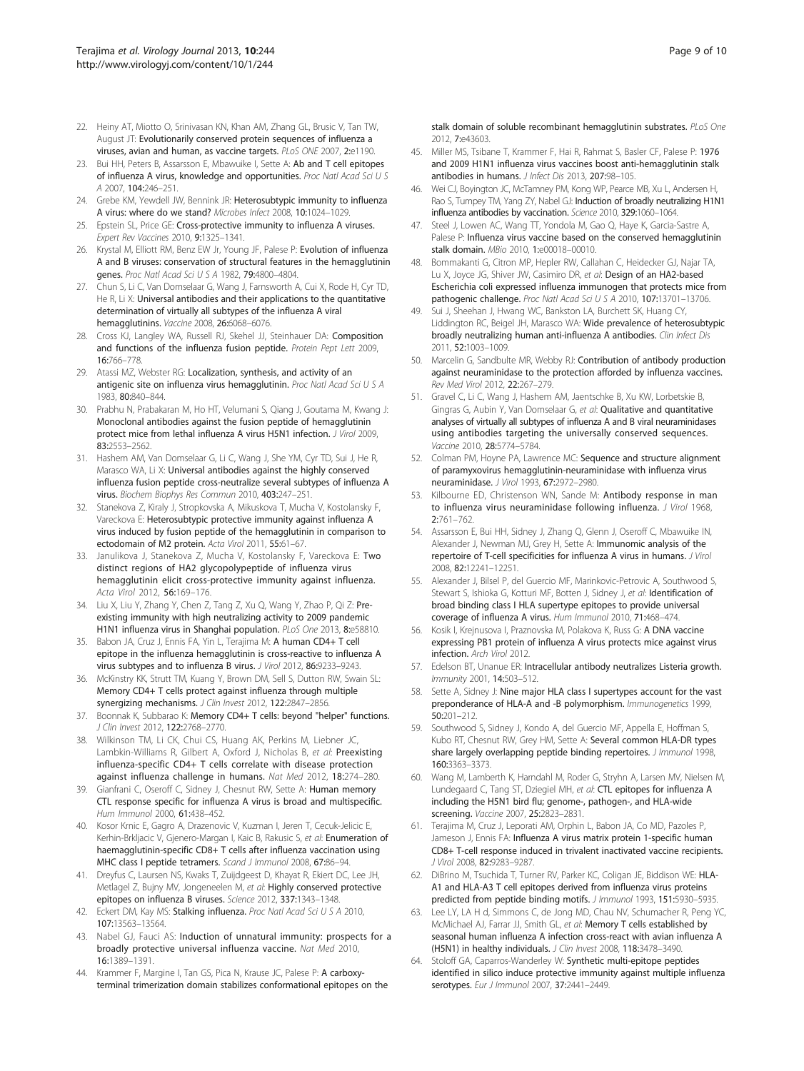22. Heiny AT, Miotto O, Srinivasan KN, Khan AM, Zhang GL, Brusic V, Tan TW, August JT: **Evolutionarily conserved protein sequences of influenza a viruses, avian and human, as vaccine targets.** *PLoS ONE* 2007, **2:**e1190.
23. Bui HH, Peters B, Assarsson E, Mbawuike I, Sette A: **Ab and T cell epitopes of influenza A virus, knowledge and opportunities.** *Proc Natl Acad Sci U S A* 2007, **104:**246–251.
24. Grebe KM, Yewdell JW, Bennink JR: **Heterosubtypic immunity to influenza A virus: where do we stand?** *Microbes Infect* 2008, **10:**1024–1029.
25. Epstein SL, Price GE: **Cross-protective immunity to influenza A viruses.** *Expert Rev Vaccines* 2010, **9:**1325–1341.
26. Krystal M, Elliott RM, Benz EW Jr, Young JF, Palese P: **Evolution of influenza A and B viruses: conservation of structural features in the hemagglutinin genes.** *Proc Natl Acad Sci U S A* 1982, **79:**4800–4804.
27. Chun S, Li C, Van Domselaar G, Wang J, Farnsworth A, Cui X, Rode H, Cyr TD, He R, Li X: **Universal antibodies and their applications to the quantitative determination of virtually all subtypes of the influenza A viral hemagglutinins.** *Vaccine* 2008, **26:**6068–6076.
28. Cross KJ, Langley WA, Russell RJ, Skehel JJ, Steinhauer DA: **Composition and functions of the influenza fusion peptide.** *Protein Pept Lett* 2009, **16:**766–778.
29. Atassi MZ, Webster RG: **Localization, synthesis, and activity of an antigenic site on influenza virus hemagglutinin.** *Proc Natl Acad Sci U S A* 1983, **80:**840–844.
30. Prabhu N, Prabakaran M, Ho HT, Velumani S, Qiang J, Goutama M, Kwang J: **Monoclonal antibodies against the fusion peptide of hemagglutinin protect mice from lethal influenza A virus H5N1 infection.** *J Virol* 2009, **83:**2553–2562.
31. Hashem AM, Van Domselaar G, Li C, Wang J, She YM, Cyr TD, Sui J, He R, Marasco WA, Li X: **Universal antibodies against the highly conserved influenza fusion peptide cross-neutralize several subtypes of influenza A virus.** *Biochem Biophys Res Commun* 2010, **403:**247–251.
32. Stanekova Z, Kiraly J, Stropkovska A, Mikuskova T, Mucha V, Kostolansky F, Vareckova E: **Heterosubtypic protective immunity against influenza A virus induced by fusion peptide of the hemagglutinin in comparison to ectodomain of M2 protein.** *Acta Virol* 2011, **55:**61–67.
33. Janulikova J, Stanekova Z, Mucha V, Kostolansky F, Vareckova E: **Two distinct regions of HA2 glycopolypeptide of influenza virus hemagglutinin elicit cross-protective immunity against influenza.** *Acta Virol* 2012, **56:**169–176.
34. Liu X, Liu Y, Zhang Y, Chen Z, Tang Z, Xu Q, Wang Y, Zhao P, Qi Z: **Pre-existing immunity with high neutralizing activity to 2009 pandemic H1N1 influenza virus in Shanghai population.** *PLoS One* 2013, **8:**e58810.
35. Babon JA, Cruz J, Ennis FA, Yin L, Terajima M: **A human CD4+ T cell epitope in the influenza hemagglutinin is cross-reactive to influenza A virus subtypes and to influenza B virus.** *J Virol* 2012, **86:**9233–9243.
36. McKinstry KK, Strutt TM, Kuang Y, Brown DM, Sell S, Dutton RW, Swain SL: **Memory CD4+ T cells protect against influenza through multiple synergizing mechanisms.** *J Clin Invest* 2012, **122:**2847–2856.
37. Boonnak K, Subbarao K: **Memory CD4+ T cells: beyond "helper" functions.** *J Clin Invest* 2012, **122:**2768–2770.
38. Wilkinson TM, Li CK, Chui CS, Huang AK, Perkins M, Liebner JC, Lambkin-Williams R, Gilbert A, Oxford J, Nicholas B, *et al*: **Preexisting influenza-specific CD4+ T cells correlate with disease protection against influenza challenge in humans.** *Nat Med* 2012, **18:**274–280.
39. Gianfrani C, Oseroff C, Sidney J, Chesnut RW, Sette A: **Human memory CTL response specific for influenza A virus is broad and multispecific.** *Hum Immunol* 2000, **61:**438–452.
40. Kosor Krnic E, Gagro A, Drazenovic V, Kuzman I, Jeren T, Cecuk-Jelicic E, Kerhin-Brkljacic V, Gjenero-Margan I, Kaic B, Rakusic S, *et al*: **Enumeration of haemagglutinin-specific CD8+ T cells after influenza vaccination using MHC class I peptide tetramers.** *Scand J Immunol* 2008, **67:**86–94.
41. Dreyfus C, Laursen NS, Kwaks T, Zuijdgeest D, Khayat R, Ekiert DC, Lee JH, Metlagel Z, Bujny MV, Jongeneelen M, *et al*: **Highly conserved protective epitopes on influenza B viruses.** *Science* 2012, **337:**1343–1348.
42. Eckert DM, Kay MS: **Stalking influenza.** *Proc Natl Acad Sci U S A* 2010, **107:**13563–13564.
43. Nabel GJ, Fauci AS: **Induction of unnatural immunity: prospects for a broadly protective universal influenza vaccine.** *Nat Med* 2010, **16:**1389–1391.
44. Krammer F, Margine I, Tan GS, Pica N, Krause JC, Palese P: **A carboxy-terminal trimerization domain stabilizes conformational epitopes on the stalk domain of soluble recombinant hemagglutinin substrates.** *PLoS One* 2012, **7:**e43603.
45. Miller MS, Tsibane T, Krammer F, Hai R, Rahmat S, Basler CF, Palese P: **1976 and 2009 H1N1 influenza virus vaccines boost anti-hemagglutinin stalk antibodies in humans.** *J Infect Dis* 2013, **207:**98–105.
46. Wei CJ, Boyington JC, McTamney PM, Kong WP, Pearce MB, Xu L, Andersen H, Rao S, Tumpey TM, Yang ZY, Nabel GJ: **Induction of broadly neutralizing H1N1 influenza antibodies by vaccination.** *Science* 2010, **329:**1060–1064.
47. Steel J, Lowen AC, Wang TT, Yondola M, Gao Q, Haye K, Garcia-Sastre A, Palese P: **Influenza virus vaccine based on the conserved hemagglutinin stalk domain.** *MBio* 2010, **1:**e00018–00010.
48. Bommakanti G, Citron MP, Hepler RW, Callahan C, Heidecker GJ, Najar TA, Lu X, Joyce JG, Shiver JW, Casimiro DR, *et al*: **Design of an HA2-based Escherichia coli expressed influenza immunogen that protects mice from pathogenic challenge.** *Proc Natl Acad Sci U S A* 2010, **107:**13701–13706.
49. Sui J, Sheehan J, Hwang WC, Bankston LA, Burchett SK, Huang CY, Liddington RC, Beigel JH, Marasco WA: **Wide prevalence of heterosubtypic broadly neutralizing human anti-influenza A antibodies.** *Clin Infect Dis* 2011, **52:**1003–1009.
50. Marcelin G, Sandbulte MR, Webby RJ: **Contribution of antibody production against neuraminidase to the protection afforded by influenza vaccines.** *Rev Med Virol* 2012, **22:**267–279.
51. Gravel C, Li C, Wang J, Hashem AM, Jaentschke B, Xu KW, Lorbetskie B, Gingras G, Aubin Y, Van Domselaar G, *et al*: **Qualitative and quantitative analyses of virtually all subtypes of influenza A and B viral neuraminidases using antibodies targeting the universally conserved sequences.** *Vaccine* 2010, **28:**5774–5784.
52. Colman PM, Hoyne PA, Lawrence MC: **Sequence and structure alignment of paramyxovirus hemagglutinin-neuraminidase with influenza virus neuraminidase.** *J Virol* 1993, **67:**2972–2980.
53. Kilbourne ED, Christenson WN, Sande M: **Antibody response in man to influenza virus neuraminidase following influenza.** *J Virol* 1968, **2:**761–762.
54. Assarsson E, Bui HH, Sidney J, Zhang Q, Glenn J, Oseroff C, Mbawuike IN, Alexander J, Newman MJ, Grey H, Sette A: **Immunomic analysis of the repertoire of T-cell specificities for influenza A virus in humans.** *J Virol* 2008, **82:**12241–12251.
55. Alexander J, Bilsel P, del Guercio MF, Marinkovic-Petrovic A, Southwood S, Stewart S, Ishioka G, Kotturi MF, Botten J, Sidney J, *et al*: **Identification of broad binding class I HLA supertype epitopes to provide universal coverage of influenza A virus.** *Hum Immunol* 2010, **71:**468–474.
56. Kosik I, Krejnusova I, Praznovska M, Polakova K, Russ G: **A DNA vaccine expressing PB1 protein of influenza A virus protects mice against virus infection.** *Arch Virol* 2012.
57. Edelson BT, Unanue ER: **Intracellular antibody neutralizes Listeria growth.** *Immunity* 2001, **14:**503–512.
58. Sette A, Sidney J: **Nine major HLA class I supertypes account for the vast preponderance of HLA-A and -B polymorphism.** *Immunogenetics* 1999, **50:**201–212.
59. Southwood S, Sidney J, Kondo A, del Guercio MF, Appella E, Hoffman S, Kubo RT, Chesnut RW, Grey HM, Sette A: **Several common HLA-DR types share largely overlapping peptide binding repertoires.** *J Immunol* 1998, **160:**3363–3373.
60. Wang M, Lamberth K, Harndahl M, Roder G, Stryhn A, Larsen MV, Nielsen M, Lundegaard C, Tang ST, Dziegiel MH, *et al*: **CTL epitopes for influenza A including the H5N1 bird flu; genome-, pathogen-, and HLA-wide screening.** *Vaccine* 2007, **25:**2823–2831.
61. Terajima M, Cruz J, Leporati AM, Orphin L, Babon JA, Co MD, Pazoles P, Jameson J, Ennis FA: **Influenza A virus matrix protein 1-specific human CD8+ T-cell response induced in trivalent inactivated vaccine recipients.** *J Virol* 2008, **82:**9283–9287.
62. DiBrino M, Tsuchida T, Turner RV, Parker KC, Coligan JE, Biddison WE: **HLA-A1 and HLA-A3 T cell epitopes derived from influenza virus proteins predicted from peptide binding motifs.** *J Immunol* 1993, **151:**5930–5935.
63. Lee LY, LA H d, Simmons C, de Jong MD, Chau NV, Schumacher R, Peng YC, McMichael AJ, Farrar JJ, Smith GL, *et al*: **Memory T cells established by seasonal human influenza A infection cross-react with avian influenza A (H5N1) in healthy individuals.** *J Clin Invest* 2008, **118:**3478–3490.
64. Stoloff GA, Caparros-Wanderley W: **Synthetic multi-epitope peptides identified in silico induce protective immunity against multiple influenza serotypes.** *Eur J Immunol* 2007, **37:**2441–2449.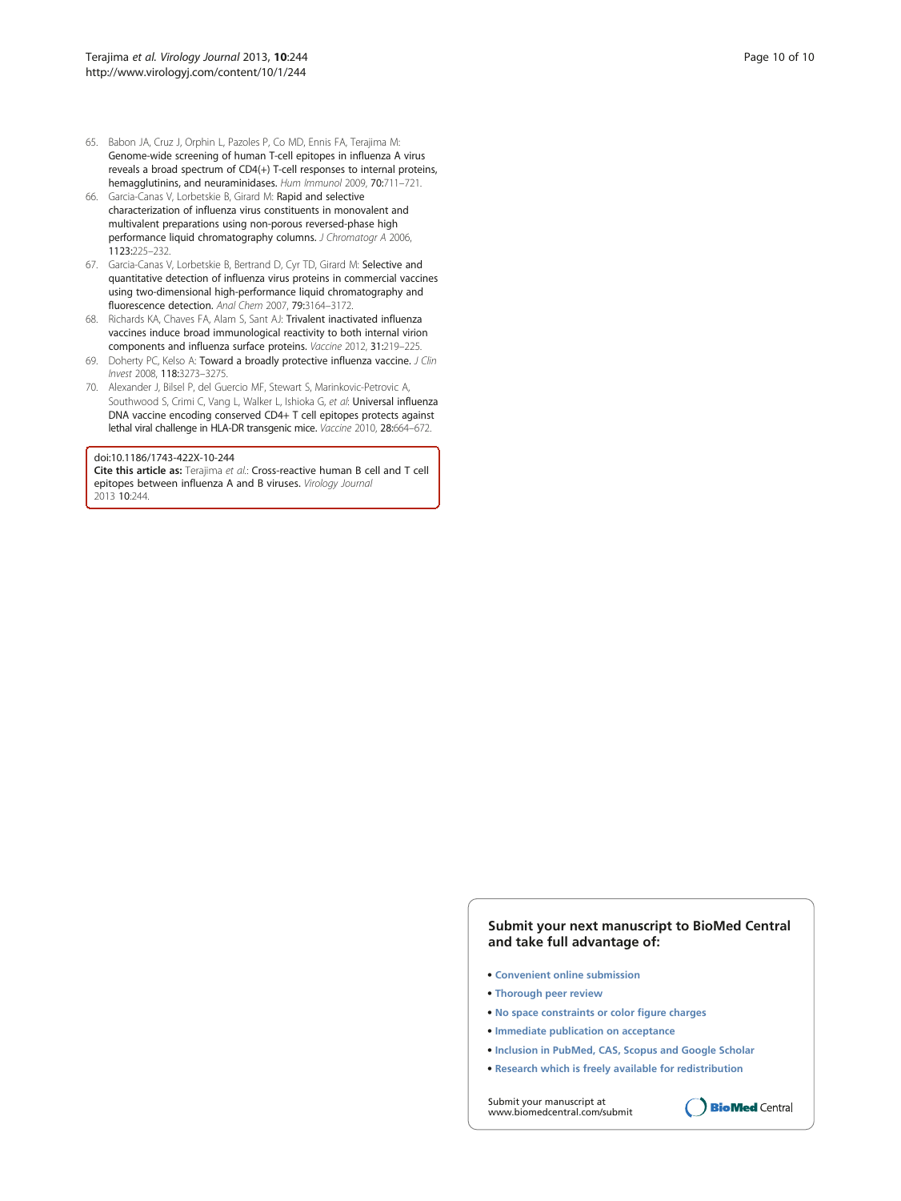65. Babon JA, Cruz J, Orphin L, Pazoles P, Co MD, Ennis FA, Terajima M: **Genome-wide screening of human T-cell epitopes in influenza A virus reveals a broad spectrum of CD4(+) T-cell responses to internal proteins, hemagglutinins, and neuraminidases.** *Hum Immunol* 2009, **70:**711–721.
66. Garcia-Canas V, Lorbetskie B, Girard M: **Rapid and selective characterization of influenza virus constituents in monovalent and multivalent preparations using non-porous reversed-phase high performance liquid chromatography columns.** *J Chromatogr A* 2006, **1123:**225–232.
67. Garcia-Canas V, Lorbetskie B, Bertrand D, Cyr TD, Girard M: **Selective and quantitative detection of influenza virus proteins in commercial vaccines using two-dimensional high-performance liquid chromatography and fluorescence detection.** *Anal Chem* 2007, **79:**3164–3172.
68. Richards KA, Chaves FA, Alam S, Sant AJ: **Trivalent inactivated influenza vaccines induce broad immunological reactivity to both internal virion components and influenza surface proteins.** *Vaccine* 2012, **31:**219–225.
69. Doherty PC, Kelso A: **Toward a broadly protective influenza vaccine.** *J Clin Invest* 2008, **118:**3273–3275.
70. Alexander J, Bilsel P, del Guercio MF, Stewart S, Marinkovic-Petrovic A, Southwood S, Crimi C, Vang L, Walker L, Ishioka G, *et al*: **Universal influenza DNA vaccine encoding conserved CD4+ T cell epitopes protects against lethal viral challenge in HLA-DR transgenic mice.** *Vaccine* 2010, **28:**664–672.

doi:10.1186/1743-422X-10-244

**Cite this article as:** Terajima *et al.*: Cross-reactive human B cell and T cell epitopes between influenza A and B viruses. *Virology Journal* 2013 **10**:244.

**Submit your next manuscript to BioMed Central and take full advantage of:**

- **Convenient online submission**
- **Thorough peer review**
- **No space constraints or color figure charges**
- **Immediate publication on acceptance**
- **Inclusion in PubMed, CAS, Scopus and Google Scholar**
- **Research which is freely available for redistribution**

Submit your manuscript at
www.biomedcentral.com/submit

BioMed Central